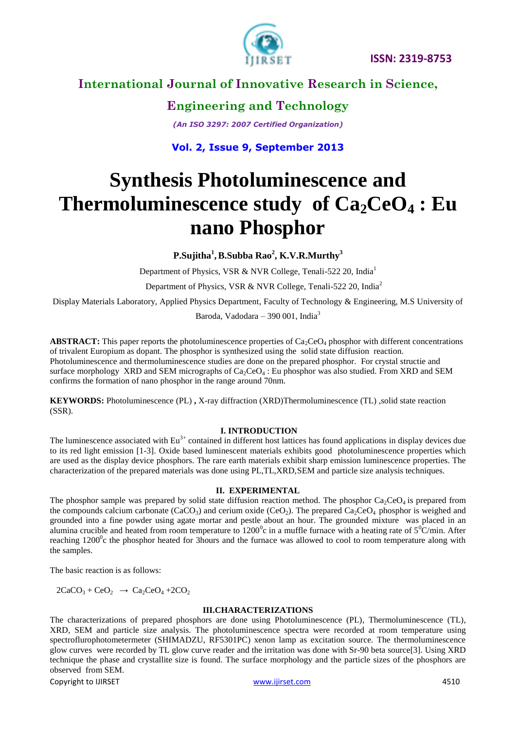# Synthesis Photoluminescence and Thermoluminescence study of $Ca_2CeO_4$ : Eu nano Phosphor

**P.Sujitha[1], B.Subba Rao[2], K.V.R.Murthy[3]**

Department of Physics, VSR & NVR College, Tenali-522 20, India[1]

Department of Physics, VSR & NVR College, Tenali-522 20, India[2]

Display Materials Laboratory, Applied Physics Department, Faculty of Technology & Engineering, M.S University of Baroda, Vadodara – 390 001, India[3]

**ABSTRACT:** This paper reports the photoluminescence properties of $Ca_2CeO_4$ phosphor with different concentrations of trivalent Europium as dopant. The phosphor is synthesized using the solid state diffusion reaction. Photoluminescence and thermoluminescence studies are done on the prepared phosphor. For crystal structie and surface morphology XRD and SEM micrographs of $Ca_2CeO_4$ : Eu phosphor was also studied. From XRD and SEM confirms the formation of nano phosphor in the range around 70nm.

**KEYWORDS:** Photoluminescence (PL) **,** X-ray diffraction (XRD)Thermoluminescence (TL) ,solid state reaction (SSR).

## I. INTRODUCTION

The luminescence associated with $Eu^{3+}$ contained in different host lattices has found applications in display devices due to its red light emission [1-3]. Oxide based luminescent materials exhibits good photoluminescence properties which are used as the display device phosphors. The rare earth materials exhibit sharp emission luminescence properties. The characterization of the prepared materials was done using PL,TL,XRD,SEM and particle size analysis techniques.

## II. EXPERIMENTAL

The phosphor sample was prepared by solid state diffusion reaction method. The phosphor $Ca_2CeO_4$ is prepared from the compounds calcium carbonate ($CaCO_3$) and cerium oxide ($CeO_2$). The prepared $Ca_2CeO_4$ phosphor is weighed and grounded into a fine powder using agate mortar and pestle about an hour. The grounded mixture was placed in an alumina crucible and heated from room temperature to $1200^0$c in a muffle furnace with a heating rate of $5^0$C/min. After reaching $1200^0$c the phosphor heated for 3hours and the furnace was allowed to cool to room temperature along with the samples.

The basic reaction is as follows:

$$2CaCO_3 + CeO_2 \rightarrow Ca_2CeO_4 + 2CO_2$$

## III.CHARACTERIZATIONS

The characterizations of prepared phosphors are done using Photoluminescence (PL), Thermoluminescence (TL), XRD, SEM and particle size analysis. The photoluminescence spectra were recorded at room temperature using spectroflurophotometermeter (SHIMADZU, RF5301PC) xenon lamp as excitation source. The thermoluminescence glow curves were recorded by TL glow curve reader and the irritation was done with Sr-90 beta source[3]. Using XRD technique the phase and crystallite size is found. The surface morphology and the particle sizes of the phosphors are observed from SEM.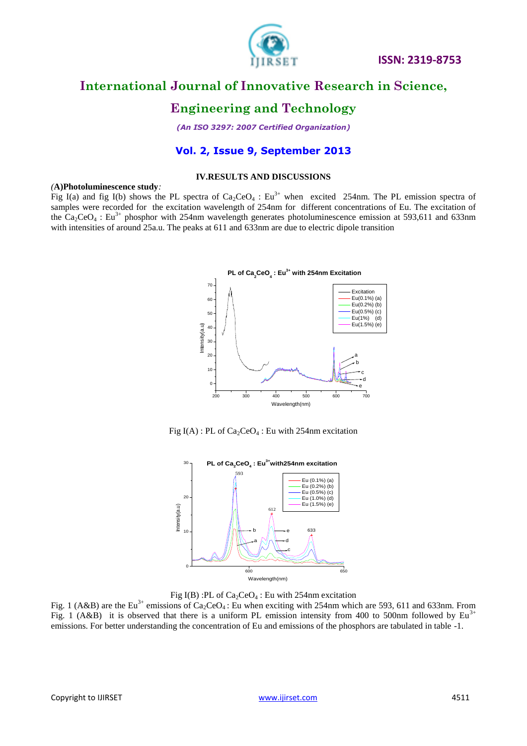## IV.RESULTS AND DISCUSSIONS

*(***A)Photoluminescence study***:*

Fig I(a) and fig I(b) shows the PL spectra of $Ca_2CeO_4$ : $Eu^{3+}$ when excited 254nm. The PL emission spectra of samples were recorded for the excitation wavelength of 254nm for different concentrations of Eu. The excitation of the $Ca_2CeO_4$ : $Eu^{3+}$ phosphor with 254nm wavelength generates photoluminescence emission at 593,611 and 633nm with intensities of around 25a.u. The peaks at 611 and 633nm are due to electric dipole transition

Fig I(A) : PL of $Ca_2CeO_4$ : Eu with 254nm excitation

Fig I(B) :PL of $Ca_2CeO_4$ : Eu with 254nm excitation

Fig. 1 (A&B) are the $Eu^{3+}$ emissions of $Ca_2CeO_4$ : Eu when exciting with 254nm which are 593, 611 and 633nm. From Fig. 1 (A&B) it is observed that there is a uniform PL emission intensity from 400 to 500nm followed by $Eu^{3+}$ emissions. For better understanding the concentration of Eu and emissions of the phosphors are tabulated in table -1.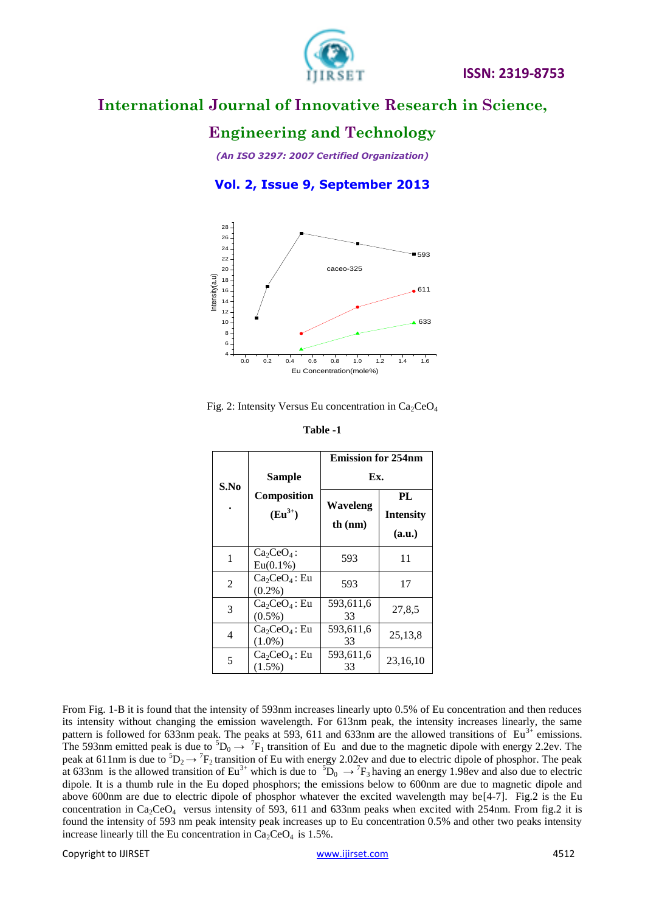Fig. 2: Intensity Versus Eu concentration in $Ca_2CeO_4$

**Table -1**

| S.No. | Sample Composition ($Eu^{3+}$) | Emission for 254nm Ex. | |
|---|---|---|---|
| | | Wavelength (nm) | PL Intensity (a.u.) |
| 1 | $Ca_2CeO_4$ : Eu(0.1%) | 593 | 11 |
| 2 | $Ca_2CeO_4$ : Eu (0.2%) | 593 | 17 |
| 3 | $Ca_2CeO_4$ : Eu (0.5%) | 593,611,633 | 27,8,5 |
| 4 | $Ca_2CeO_4$ : Eu (1.0%) | 593,611,633 | 25,13,8 |
| 5 | $Ca_2CeO_4$ : Eu (1.5%) | 593,611,633 | 23,16,10 |

From Fig. 1-B it is found that the intensity of 593nm increases linearly upto 0.5% of Eu concentration and then reduces its intensity without changing the emission wavelength. For 613nm peak, the intensity increases linearly, the same pattern is followed for 633nm peak. The peaks at 593, 611 and 633nm are the allowed transitions of $Eu^{3+}$ emissions. The 593nm emitted peak is due to $^5D_0 \rightarrow {}^7F_1$ transition of Eu and due to the magnetic dipole with energy 2.2ev. The peak at 611nm is due to $^5D_2 \rightarrow {}^7F_2$ transition of Eu with energy 2.02ev and due to electric dipole of phosphor. The peak at 633nm is the allowed transition of $Eu^{3+}$ which is due to $^5D_0 \rightarrow {}^7F_3$ having an energy 1.98ev and also due to electric dipole. It is a thumb rule in the Eu doped phosphors; the emissions below to 600nm are due to magnetic dipole and above 600nm are due to electric dipole of phosphor whatever the excited wavelength may be[4-7]. Fig.2 is the Eu concentration in $Ca_2CeO_4$ versus intensity of 593, 611 and 633nm peaks when excited with 254nm. From fig.2 it is found the intensity of 593 nm peak intensity peak increases up to Eu concentration 0.5% and other two peaks intensity increase linearly till the Eu concentration in $Ca_2CeO_4$ is 1.5%.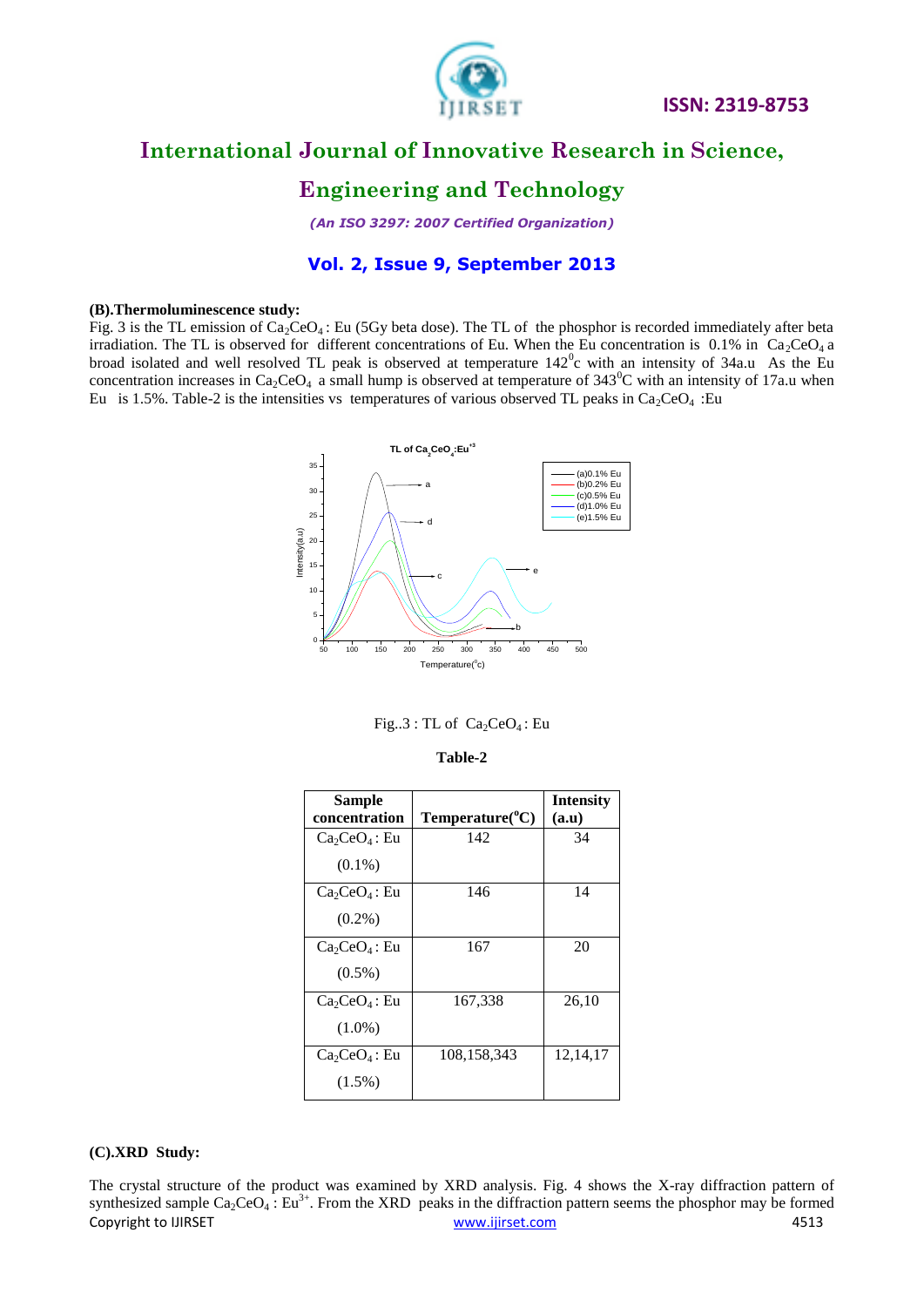### (B).Thermoluminescence study:

Fig. 3 is the TL emission of $Ca_2CeO_4$ : Eu (5Gy beta dose). The TL of the phosphor is recorded immediately after beta irradiation. The TL is observed for different concentrations of Eu. When the Eu concentration is 0.1% in $Ca_2CeO_4$ a broad isolated and well resolved TL peak is observed at temperature $142^0$c with an intensity of 34a.u As the Eu concentration increases in $Ca_2CeO_4$ a small hump is observed at temperature of $343^0$C with an intensity of 17a.u when Eu is 1.5%. Table-2 is the intensities vs temperatures of various observed TL peaks in $Ca_2CeO_4$ :Eu

Fig..3 : TL of $Ca_2CeO_4$ : Eu

**Table-2**

| Sample concentration | Temperature(°C) | Intensity (a.u) |
|---|---|---|
| $Ca_2CeO_4$ : Eu (0.1%) | 142 | 34 |
| $Ca_2CeO_4$ : Eu (0.2%) | 146 | 14 |
| $Ca_2CeO_4$ : Eu (0.5%) | 167 | 20 |
| $Ca_2CeO_4$ : Eu (1.0%) | 167,338 | 26,10 |
| $Ca_2CeO_4$ : Eu (1.5%) | 108,158,343 | 12,14,17 |

### (C).XRD Study:

The crystal structure of the product was examined by XRD analysis. Fig. 4 shows the X-ray diffraction pattern of synthesized sample $Ca_2CeO_4$ : $Eu^{3+}$. From the XRD peaks in the diffraction pattern seems the phosphor may be formed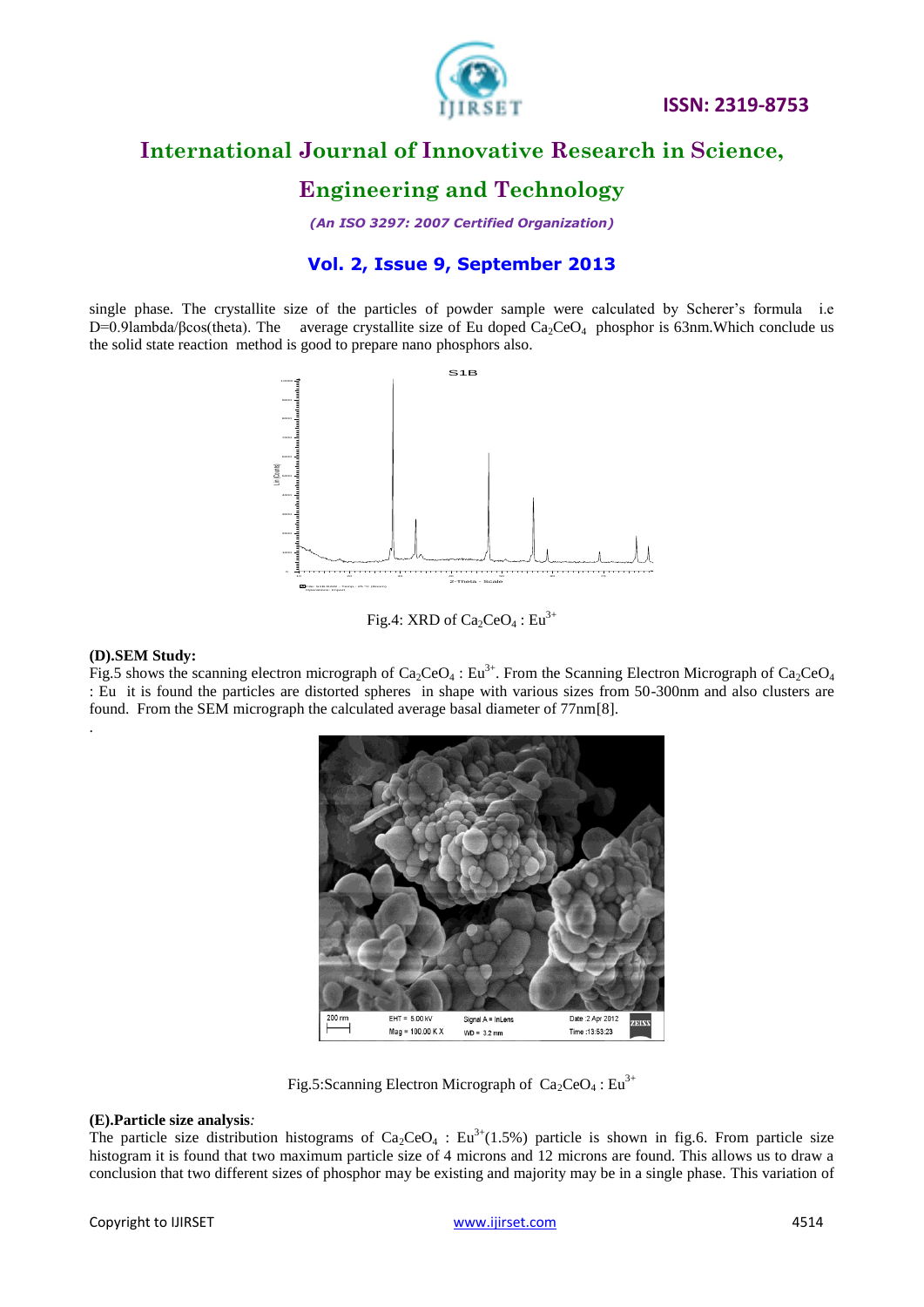single phase. The crystallite size of the particles of powder sample were calculated by Scherer's formula i.e D=0.9lambda/βcos(theta). The average crystallite size of Eu doped $Ca_2CeO_4$ phosphor is 63nm.Which conclude us the solid state reaction method is good to prepare nano phosphors also.

Fig.4: XRD of $Ca_2CeO_4 : Eu^{3+}$

**(D).SEM Study:**

Fig.5 shows the scanning electron micrograph of $Ca_2CeO_4 : Eu^{3+}$. From the Scanning Electron Micrograph of $Ca_2CeO_4$ : Eu it is found the particles are distorted spheres in shape with various sizes from 50-300nm and also clusters are found. From the SEM micrograph the calculated average basal diameter of 77nm[8].

.

Fig.5:Scanning Electron Micrograph of $Ca_2CeO_4 : Eu^{3+}$

**(E).Particle size analysis***:*

The particle size distribution histograms of $Ca_2CeO_4 : Eu^{3+}$(1.5%) particle is shown in fig.6. From particle size histogram it is found that two maximum particle size of 4 microns and 12 microns are found. This allows us to draw a conclusion that two different sizes of phosphor may be existing and majority may be in a single phase. This variation of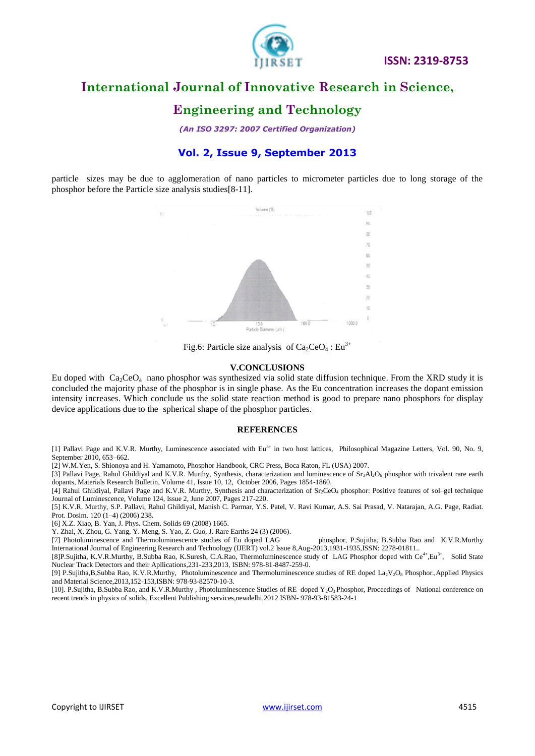particle sizes may be due to agglomeration of nano particles to micrometer particles due to long storage of the phosphor before the Particle size analysis studies[8-11].

Volume (%)

10

0

100
90
80
70
60
50
40
30
20
10
0

1.0 10.0 100.0 1000.0

Particle Diameter (µm)

Fig.6: Particle size analysis of $Ca_2CeO_4 : Eu^{3+}$

## V.CONCLUSIONS

Eu doped with $Ca_2CeO_4$ nano phosphor was synthesized via solid state diffusion technique. From the XRD study it is concluded the majority phase of the phosphor is in single phase. As the Eu concentration increases the dopant emission intensity increases. Which conclude us the solid state reaction method is good to prepare nano phosphors for display device applications due to the spherical shape of the phosphor particles.

## REFERENCES

[1] Pallavi Page and K.V.R. Murthy, Luminescence associated with $Eu^{3+}$ in two host lattices, Philosophical Magazine Letters, Vol. 90, No. 9, September 2010, 653–662.

[2] W.M.Yen, S. Shionoya and H. Yamamoto, Phosphor Handbook, CRC Press, Boca Raton, FL (USA) 2007.

[3] Pallavi Page, Rahul Ghildiyal and K.V.R. Murthy, Synthesis, characterization and luminescence of $Sr_3Al_2O_6$ phosphor with trivalent rare earth dopants, Materials Research Bulletin, Volume 41, Issue 10, 12, October 2006, Pages 1854-1860.

[4] Rahul Ghildiyal, Pallavi Page and K.V.R. Murthy, Synthesis and characterization of $Sr_2CeO_4$ phosphor: Positive features of sol–gel technique Journal of Luminescence, Volume 124, Issue 2, June 2007, Pages 217-220.

[5] K.V.R. Murthy, S.P. Pallavi, Rahul Ghildiyal, Manish C. Parmar, Y.S. Patel, V. Ravi Kumar, A.S. Sai Prasad, V. Natarajan, A.G. Page, Radiat. Prot. Dosim. 120 (1–4) (2006) 238.

[6] X.Z. Xiao, B. Yan, J. Phys. Chem. Solids 69 (2008) 1665.

Y. Zhai, X. Zhou, G. Yang, Y. Meng, S. Yao, Z. Guo, J. Rare Earths 24 (3) (2006).

[7] Photoluminescence and Thermoluminescence studies of Eu doped LAG phosphor, P.Sujitha, B.Subba Rao and K.V.R.Murthy International Journal of Engineering Research and Technology (IJERT) vol.2 Issue 8,Aug-2013,1931-1935,ISSN: 2278-01811..

[8]P.Sujitha, K.V.R.Murthy, B.Subba Rao, K.Suresh, C.A.Rao, Thermoluminescence study of LAG Phosphor doped with $Ce^{4+}$,$Eu^{3+}$, Solid State Nuclear Track Detectors and their Apllications,231-233,2013, ISBN: 978-81-8487-259-0.

[9] P.Sujitha,B,Subba Rao, K.V.R.Murthy, Photoluminescence and Thermoluminescence studies of RE doped $La_2V_2O_8$ Phosphor.,Applied Physics and Material Science,2013,152-153,ISBN: 978-93-82570-10-3.

[10]. P.Sujitha, B.Subba Rao, and K.V.R.Murthy , Photoluminescence Studies of RE doped $Y_2O_3$ Phosphor, Proceedings of National conference on recent trends in physics of solids, Excellent Publishing services,newdelhi,2012 ISBN- 978-93-81583-24-1